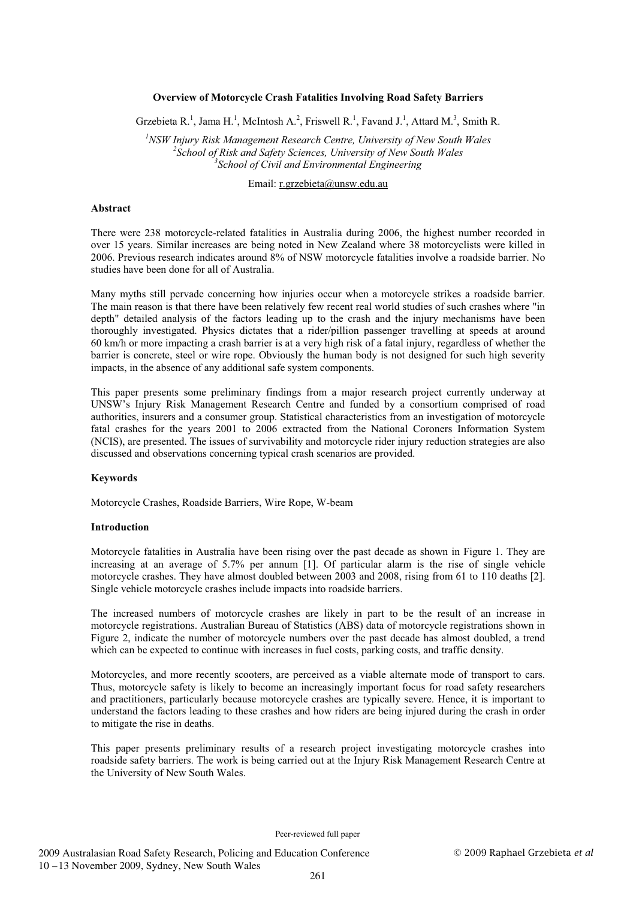# Overview of Motorcycle Crash Fatalities Involving Road Safety Barriers

Grzebieta R.[1], Jama H.[1], McIntosh A.[2], Friswell R.[1], Favand J.[1], Attard M.[3], Smith R.

[1]*NSW Injury Risk Management Research Centre, University of New South Wales*
[2]*School of Risk and Safety Sciences, University of New South Wales*
[3]*School of Civil and Environmental Engineering*

Email: r.grzebieta@unsw.edu.au

## Abstract

There were 238 motorcycle-related fatalities in Australia during 2006, the highest number recorded in over 15 years. Similar increases are being noted in New Zealand where 38 motorcyclists were killed in 2006. Previous research indicates around 8% of NSW motorcycle fatalities involve a roadside barrier. No studies have been done for all of Australia.

Many myths still pervade concerning how injuries occur when a motorcycle strikes a roadside barrier. The main reason is that there have been relatively few recent real world studies of such crashes where "in depth" detailed analysis of the factors leading up to the crash and the injury mechanisms have been thoroughly investigated. Physics dictates that a rider/pillion passenger travelling at speeds at around 60 km/h or more impacting a crash barrier is at a very high risk of a fatal injury, regardless of whether the barrier is concrete, steel or wire rope. Obviously the human body is not designed for such high severity impacts, in the absence of any additional safe system components.

This paper presents some preliminary findings from a major research project currently underway at UNSW's Injury Risk Management Research Centre and funded by a consortium comprised of road authorities, insurers and a consumer group. Statistical characteristics from an investigation of motorcycle fatal crashes for the years 2001 to 2006 extracted from the National Coroners Information System (NCIS), are presented. The issues of survivability and motorcycle rider injury reduction strategies are also discussed and observations concerning typical crash scenarios are provided.

## Keywords

Motorcycle Crashes, Roadside Barriers, Wire Rope, W-beam

## Introduction

Motorcycle fatalities in Australia have been rising over the past decade as shown in Figure 1. They are increasing at an average of 5.7% per annum [1]. Of particular alarm is the rise of single vehicle motorcycle crashes. They have almost doubled between 2003 and 2008, rising from 61 to 110 deaths [2]. Single vehicle motorcycle crashes include impacts into roadside barriers.

The increased numbers of motorcycle crashes are likely in part to be the result of an increase in motorcycle registrations. Australian Bureau of Statistics (ABS) data of motorcycle registrations shown in Figure 2, indicate the number of motorcycle numbers over the past decade has almost doubled, a trend which can be expected to continue with increases in fuel costs, parking costs, and traffic density.

Motorcycles, and more recently scooters, are perceived as a viable alternate mode of transport to cars. Thus, motorcycle safety is likely to become an increasingly important focus for road safety researchers and practitioners, particularly because motorcycle crashes are typically severe. Hence, it is important to understand the factors leading to these crashes and how riders are being injured during the crash in order to mitigate the rise in deaths.

This paper presents preliminary results of a research project investigating motorcycle crashes into roadside safety barriers. The work is being carried out at the Injury Risk Management Research Centre at the University of New South Wales.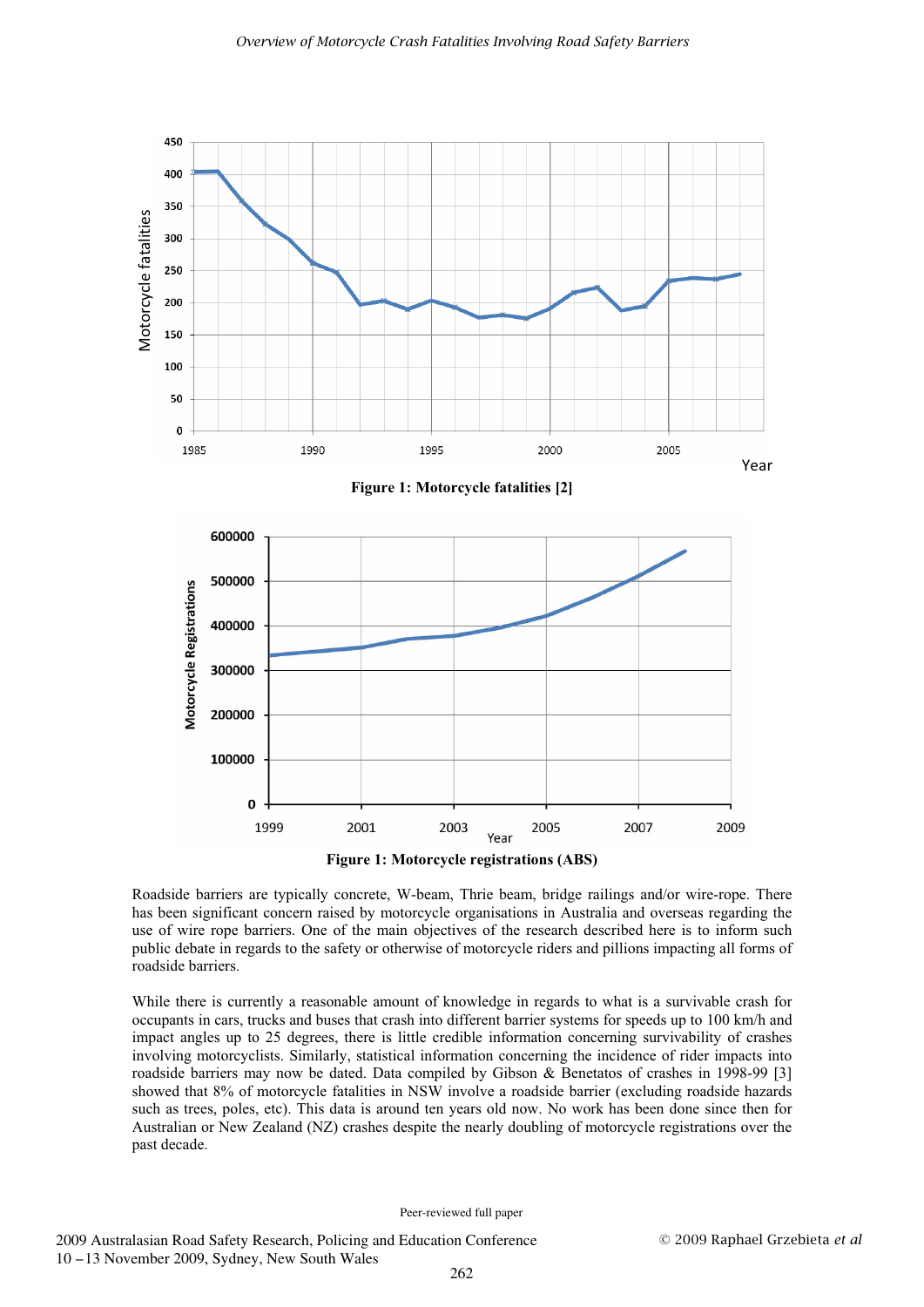Figure 1: Motorcycle fatalities [2]

Figure 1: Motorcycle registrations (ABS)

Roadside barriers are typically concrete, W-beam, Thrie beam, bridge railings and/or wire-rope. There has been significant concern raised by motorcycle organisations in Australia and overseas regarding the use of wire rope barriers. One of the main objectives of the research described here is to inform such public debate in regards to the safety or otherwise of motorcycle riders and pillions impacting all forms of roadside barriers.

While there is currently a reasonable amount of knowledge in regards to what is a survivable crash for occupants in cars, trucks and buses that crash into different barrier systems for speeds up to 100 km/h and impact angles up to 25 degrees, there is little credible information concerning survivability of crashes involving motorcyclists. Similarly, statistical information concerning the incidence of rider impacts into roadside barriers may now be dated. Data compiled by Gibson & Benetatos of crashes in 1998-99 [3] showed that 8% of motorcycle fatalities in NSW involve a roadside barrier (excluding roadside hazards such as trees, poles, etc). This data is around ten years old now. No work has been done since then for Australian or New Zealand (NZ) crashes despite the nearly doubling of motorcycle registrations over the past decade.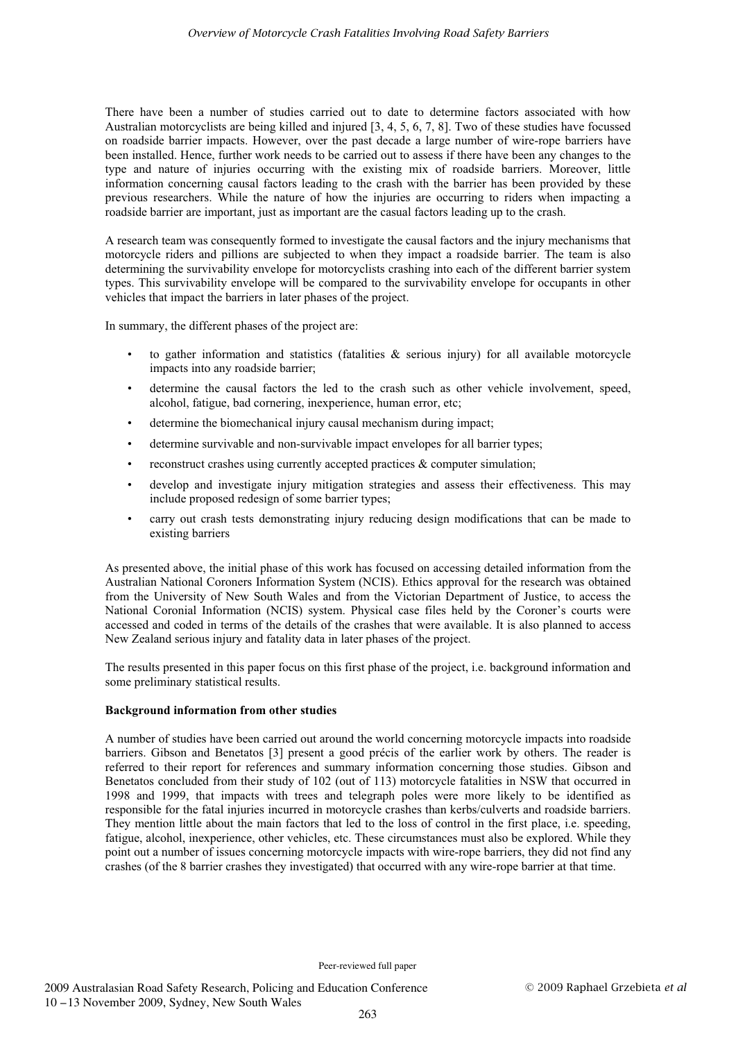There have been a number of studies carried out to date to determine factors associated with how Australian motorcyclists are being killed and injured [3, 4, 5, 6, 7, 8]. Two of these studies have focussed on roadside barrier impacts. However, over the past decade a large number of wire-rope barriers have been installed. Hence, further work needs to be carried out to assess if there have been any changes to the type and nature of injuries occurring with the existing mix of roadside barriers. Moreover, little information concerning causal factors leading to the crash with the barrier has been provided by these previous researchers. While the nature of how the injuries are occurring to riders when impacting a roadside barrier are important, just as important are the casual factors leading up to the crash.

A research team was consequently formed to investigate the causal factors and the injury mechanisms that motorcycle riders and pillions are subjected to when they impact a roadside barrier. The team is also determining the survivability envelope for motorcyclists crashing into each of the different barrier system types. This survivability envelope will be compared to the survivability envelope for occupants in other vehicles that impact the barriers in later phases of the project.

In summary, the different phases of the project are:

- to gather information and statistics (fatalities & serious injury) for all available motorcycle impacts into any roadside barrier;
- determine the causal factors the led to the crash such as other vehicle involvement, speed, alcohol, fatigue, bad cornering, inexperience, human error, etc;
- determine the biomechanical injury causal mechanism during impact;
- determine survivable and non-survivable impact envelopes for all barrier types;
- reconstruct crashes using currently accepted practices & computer simulation;
- develop and investigate injury mitigation strategies and assess their effectiveness. This may include proposed redesign of some barrier types;
- carry out crash tests demonstrating injury reducing design modifications that can be made to existing barriers

As presented above, the initial phase of this work has focused on accessing detailed information from the Australian National Coroners Information System (NCIS). Ethics approval for the research was obtained from the University of New South Wales and from the Victorian Department of Justice, to access the National Coronial Information (NCIS) system. Physical case files held by the Coroner's courts were accessed and coded in terms of the details of the crashes that were available. It is also planned to access New Zealand serious injury and fatality data in later phases of the project.

The results presented in this paper focus on this first phase of the project, i.e. background information and some preliminary statistical results.

**Background information from other studies**

A number of studies have been carried out around the world concerning motorcycle impacts into roadside barriers. Gibson and Benetatos [3] present a good précis of the earlier work by others. The reader is referred to their report for references and summary information concerning those studies. Gibson and Benetatos concluded from their study of 102 (out of 113) motorcycle fatalities in NSW that occurred in 1998 and 1999, that impacts with trees and telegraph poles were more likely to be identified as responsible for the fatal injuries incurred in motorcycle crashes than kerbs/culverts and roadside barriers. They mention little about the main factors that led to the loss of control in the first place, i.e. speeding, fatigue, alcohol, inexperience, other vehicles, etc. These circumstances must also be explored. While they point out a number of issues concerning motorcycle impacts with wire-rope barriers, they did not find any crashes (of the 8 barrier crashes they investigated) that occurred with any wire-rope barrier at that time.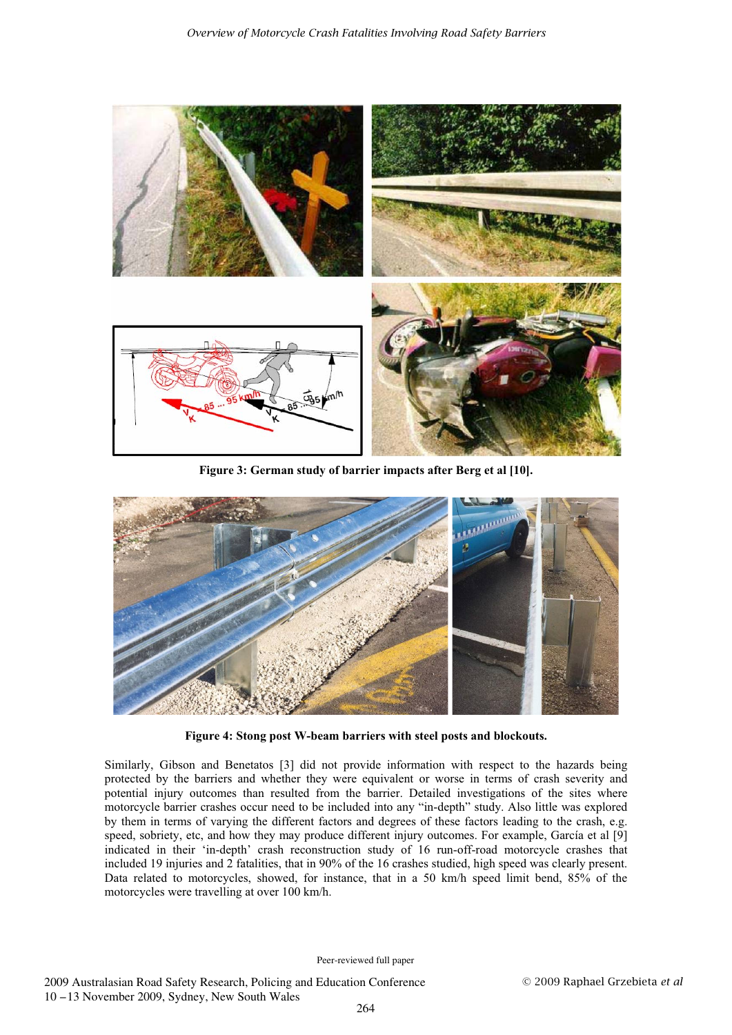**Figure 3: German study of barrier impacts after Berg et al [10].**

**Figure 4: Stong post W-beam barriers with steel posts and blockouts.**

Similarly, Gibson and Benetatos [3] did not provide information with respect to the hazards being protected by the barriers and whether they were equivalent or worse in terms of crash severity and potential injury outcomes than resulted from the barrier. Detailed investigations of the sites where motorcycle barrier crashes occur need to be included into any "in-depth" study. Also little was explored by them in terms of varying the different factors and degrees of these factors leading to the crash, e.g. speed, sobriety, etc, and how they may produce different injury outcomes. For example, García et al [9] indicated in their 'in-depth' crash reconstruction study of 16 run-off-road motorcycle crashes that included 19 injuries and 2 fatalities, that in 90% of the 16 crashes studied, high speed was clearly present. Data related to motorcycles, showed, for instance, that in a 50 km/h speed limit bend, 85% of the motorcycles were travelling at over 100 km/h.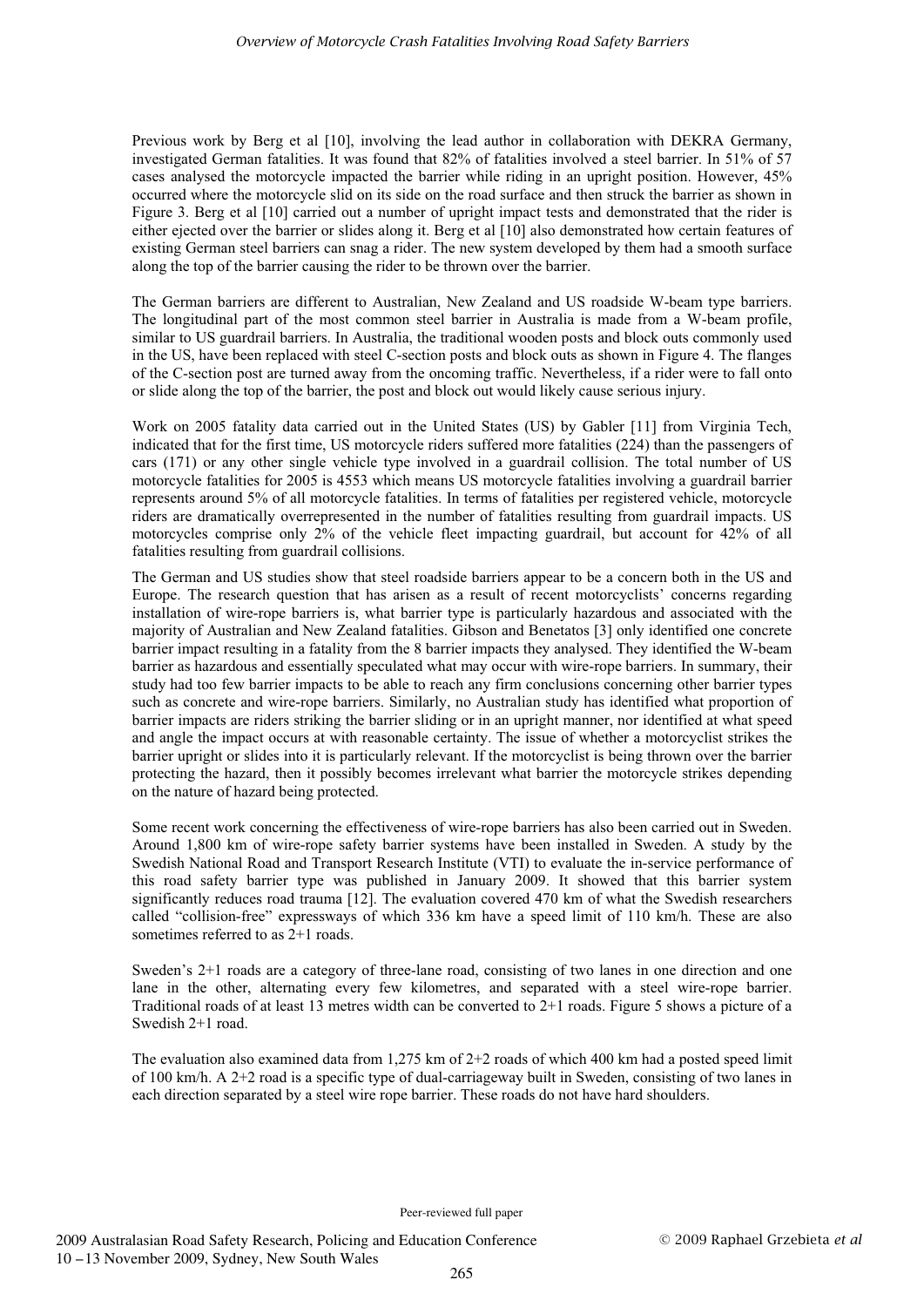Previous work by Berg et al [10], involving the lead author in collaboration with DEKRA Germany, investigated German fatalities. It was found that 82% of fatalities involved a steel barrier. In 51% of 57 cases analysed the motorcycle impacted the barrier while riding in an upright position. However, 45% occurred where the motorcycle slid on its side on the road surface and then struck the barrier as shown in Figure 3. Berg et al [10] carried out a number of upright impact tests and demonstrated that the rider is either ejected over the barrier or slides along it. Berg et al [10] also demonstrated how certain features of existing German steel barriers can snag a rider. The new system developed by them had a smooth surface along the top of the barrier causing the rider to be thrown over the barrier.

The German barriers are different to Australian, New Zealand and US roadside W-beam type barriers. The longitudinal part of the most common steel barrier in Australia is made from a W-beam profile, similar to US guardrail barriers. In Australia, the traditional wooden posts and block outs commonly used in the US, have been replaced with steel C-section posts and block outs as shown in Figure 4. The flanges of the C-section post are turned away from the oncoming traffic. Nevertheless, if a rider were to fall onto or slide along the top of the barrier, the post and block out would likely cause serious injury.

Work on 2005 fatality data carried out in the United States (US) by Gabler [11] from Virginia Tech, indicated that for the first time, US motorcycle riders suffered more fatalities (224) than the passengers of cars (171) or any other single vehicle type involved in a guardrail collision. The total number of US motorcycle fatalities for 2005 is 4553 which means US motorcycle fatalities involving a guardrail barrier represents around 5% of all motorcycle fatalities. In terms of fatalities per registered vehicle, motorcycle riders are dramatically overrepresented in the number of fatalities resulting from guardrail impacts. US motorcycles comprise only 2% of the vehicle fleet impacting guardrail, but account for 42% of all fatalities resulting from guardrail collisions.

The German and US studies show that steel roadside barriers appear to be a concern both in the US and Europe. The research question that has arisen as a result of recent motorcyclists' concerns regarding installation of wire-rope barriers is, what barrier type is particularly hazardous and associated with the majority of Australian and New Zealand fatalities. Gibson and Benetatos [3] only identified one concrete barrier impact resulting in a fatality from the 8 barrier impacts they analysed. They identified the W-beam barrier as hazardous and essentially speculated what may occur with wire-rope barriers. In summary, their study had too few barrier impacts to be able to reach any firm conclusions concerning other barrier types such as concrete and wire-rope barriers. Similarly, no Australian study has identified what proportion of barrier impacts are riders striking the barrier sliding or in an upright manner, nor identified at what speed and angle the impact occurs at with reasonable certainty. The issue of whether a motorcyclist strikes the barrier upright or slides into it is particularly relevant. If the motorcyclist is being thrown over the barrier protecting the hazard, then it possibly becomes irrelevant what barrier the motorcycle strikes depending on the nature of hazard being protected.

Some recent work concerning the effectiveness of wire-rope barriers has also been carried out in Sweden. Around 1,800 km of wire-rope safety barrier systems have been installed in Sweden. A study by the Swedish National Road and Transport Research Institute (VTI) to evaluate the in-service performance of this road safety barrier type was published in January 2009. It showed that this barrier system significantly reduces road trauma [12]. The evaluation covered 470 km of what the Swedish researchers called "collision-free" expressways of which 336 km have a speed limit of 110 km/h. These are also sometimes referred to as 2+1 roads.

Sweden's 2+1 roads are a category of three-lane road, consisting of two lanes in one direction and one lane in the other, alternating every few kilometres, and separated with a steel wire-rope barrier. Traditional roads of at least 13 metres width can be converted to 2+1 roads. Figure 5 shows a picture of a Swedish 2+1 road.

The evaluation also examined data from 1,275 km of 2+2 roads of which 400 km had a posted speed limit of 100 km/h. A 2+2 road is a specific type of dual-carriageway built in Sweden, consisting of two lanes in each direction separated by a steel wire rope barrier. These roads do not have hard shoulders.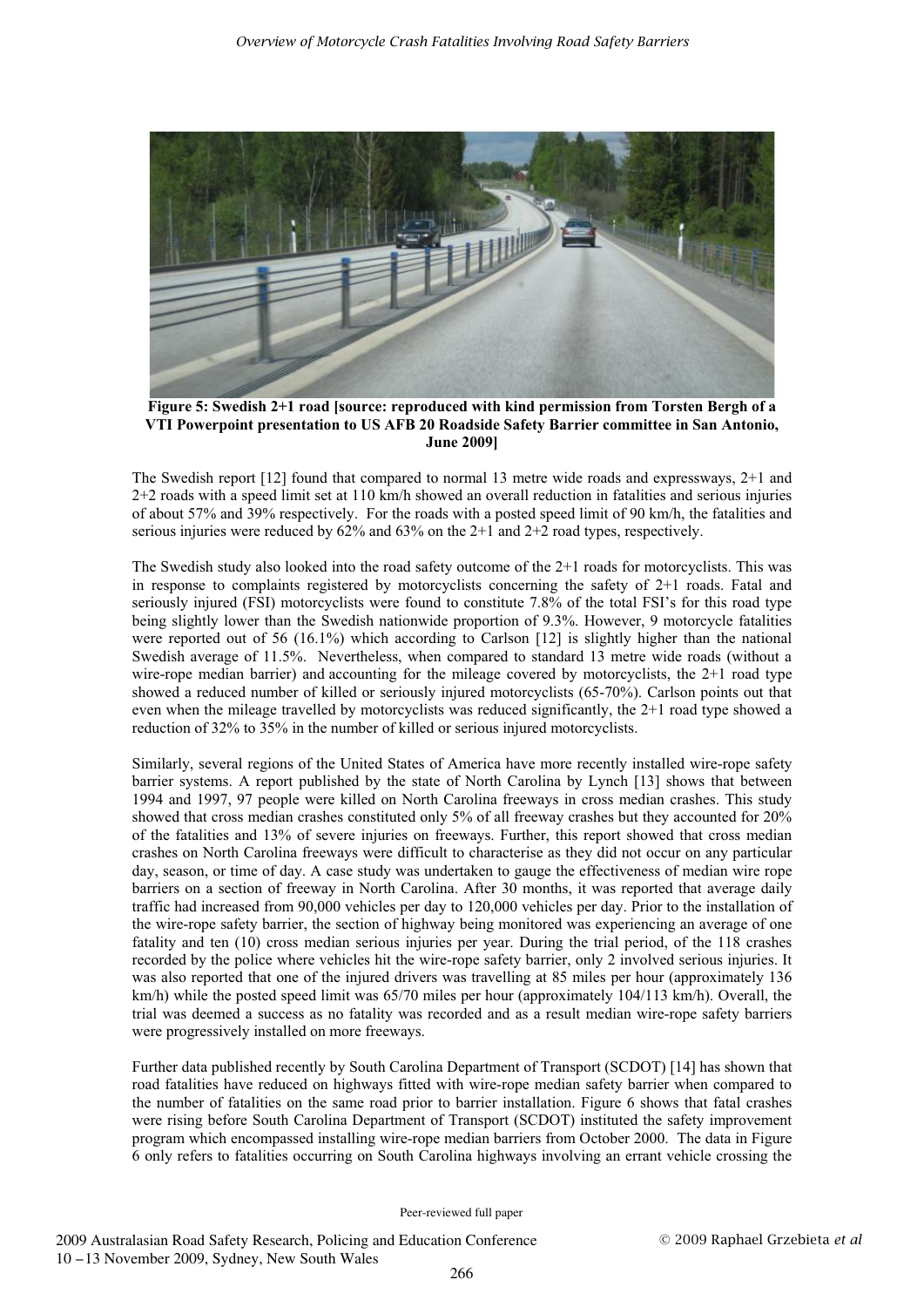**Figure 5: Swedish 2+1 road [source: reproduced with kind permission from Torsten Bergh of a VTI Powerpoint presentation to US AFB 20 Roadside Safety Barrier committee in San Antonio, June 2009]**

The Swedish report [12] found that compared to normal 13 metre wide roads and expressways, 2+1 and 2+2 roads with a speed limit set at 110 km/h showed an overall reduction in fatalities and serious injuries of about 57% and 39% respectively. For the roads with a posted speed limit of 90 km/h, the fatalities and serious injuries were reduced by 62% and 63% on the 2+1 and 2+2 road types, respectively.

The Swedish study also looked into the road safety outcome of the 2+1 roads for motorcyclists. This was in response to complaints registered by motorcyclists concerning the safety of 2+1 roads. Fatal and seriously injured (FSI) motorcyclists were found to constitute 7.8% of the total FSI's for this road type being slightly lower than the Swedish nationwide proportion of 9.3%. However, 9 motorcycle fatalities were reported out of 56 (16.1%) which according to Carlson [12] is slightly higher than the national Swedish average of 11.5%. Nevertheless, when compared to standard 13 metre wide roads (without a wire-rope median barrier) and accounting for the mileage covered by motorcyclists, the 2+1 road type showed a reduced number of killed or seriously injured motorcyclists (65-70%). Carlson points out that even when the mileage travelled by motorcyclists was reduced significantly, the 2+1 road type showed a reduction of 32% to 35% in the number of killed or serious injured motorcyclists.

Similarly, several regions of the United States of America have more recently installed wire-rope safety barrier systems. A report published by the state of North Carolina by Lynch [13] shows that between 1994 and 1997, 97 people were killed on North Carolina freeways in cross median crashes. This study showed that cross median crashes constituted only 5% of all freeway crashes but they accounted for 20% of the fatalities and 13% of severe injuries on freeways. Further, this report showed that cross median crashes on North Carolina freeways were difficult to characterise as they did not occur on any particular day, season, or time of day. A case study was undertaken to gauge the effectiveness of median wire rope barriers on a section of freeway in North Carolina. After 30 months, it was reported that average daily traffic had increased from 90,000 vehicles per day to 120,000 vehicles per day. Prior to the installation of the wire-rope safety barrier, the section of highway being monitored was experiencing an average of one fatality and ten (10) cross median serious injuries per year. During the trial period, of the 118 crashes recorded by the police where vehicles hit the wire-rope safety barrier, only 2 involved serious injuries. It was also reported that one of the injured drivers was travelling at 85 miles per hour (approximately 136 km/h) while the posted speed limit was 65/70 miles per hour (approximately 104/113 km/h). Overall, the trial was deemed a success as no fatality was recorded and as a result median wire-rope safety barriers were progressively installed on more freeways.

Further data published recently by South Carolina Department of Transport (SCDOT) [14] has shown that road fatalities have reduced on highways fitted with wire-rope median safety barrier when compared to the number of fatalities on the same road prior to barrier installation. Figure 6 shows that fatal crashes were rising before South Carolina Department of Transport (SCDOT) instituted the safety improvement program which encompassed installing wire-rope median barriers from October 2000. The data in Figure 6 only refers to fatalities occurring on South Carolina highways involving an errant vehicle crossing the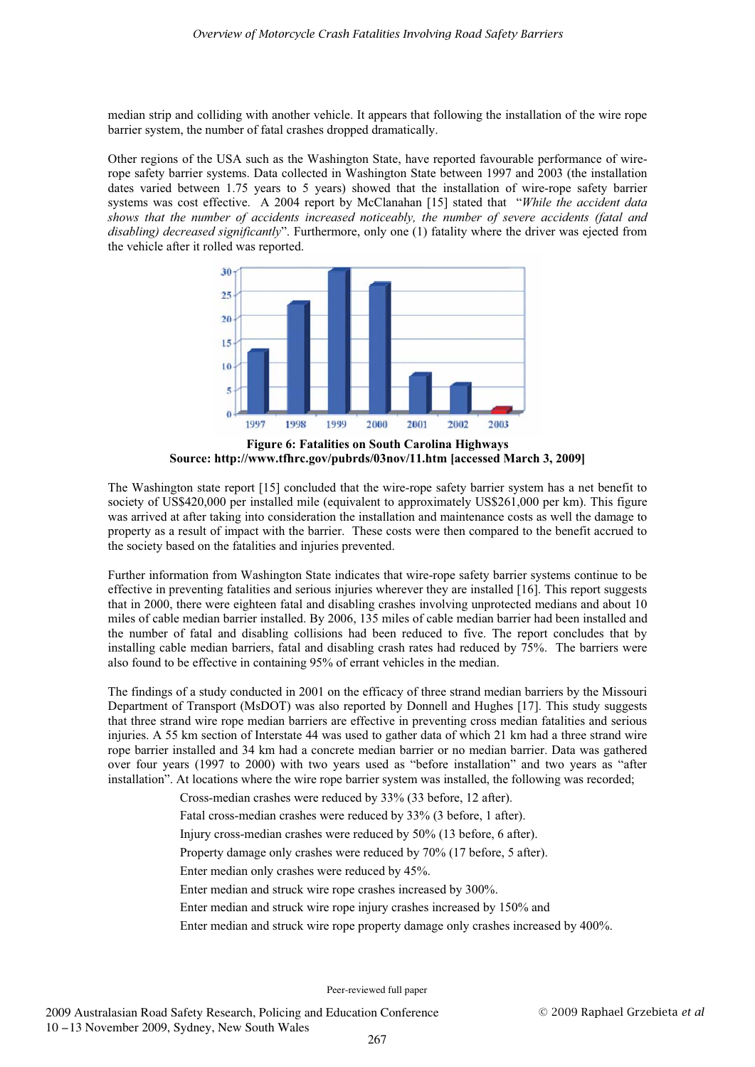median strip and colliding with another vehicle. It appears that following the installation of the wire rope barrier system, the number of fatal crashes dropped dramatically.

Other regions of the USA such as the Washington State, have reported favourable performance of wire-rope safety barrier systems. Data collected in Washington State between 1997 and 2003 (the installation dates varied between 1.75 years to 5 years) showed that the installation of wire-rope safety barrier systems was cost effective. A 2004 report by McClanahan [15] stated that "*While the accident data shows that the number of accidents increased noticeably, the number of severe accidents (fatal and disabling) decreased significantly*". Furthermore, only one (1) fatality where the driver was ejected from the vehicle after it rolled was reported.

**Figure 6: Fatalities on South Carolina Highways**
**Source: http://www.tfhrc.gov/pubrds/03nov/11.htm [accessed March 3, 2009]**

The Washington state report [15] concluded that the wire-rope safety barrier system has a net benefit to society of US$420,000 per installed mile (equivalent to approximately US$261,000 per km). This figure was arrived at after taking into consideration the installation and maintenance costs as well the damage to property as a result of impact with the barrier. These costs were then compared to the benefit accrued to the society based on the fatalities and injuries prevented.

Further information from Washington State indicates that wire-rope safety barrier systems continue to be effective in preventing fatalities and serious injuries wherever they are installed [16]. This report suggests that in 2000, there were eighteen fatal and disabling crashes involving unprotected medians and about 10 miles of cable median barrier installed. By 2006, 135 miles of cable median barrier had been installed and the number of fatal and disabling collisions had been reduced to five. The report concludes that by installing cable median barriers, fatal and disabling crash rates had reduced by 75%. The barriers were also found to be effective in containing 95% of errant vehicles in the median.

The findings of a study conducted in 2001 on the efficacy of three strand median barriers by the Missouri Department of Transport (MsDOT) was also reported by Donnell and Hughes [17]. This study suggests that three strand wire rope median barriers are effective in preventing cross median fatalities and serious injuries. A 55 km section of Interstate 44 was used to gather data of which 21 km had a three strand wire rope barrier installed and 34 km had a concrete median barrier or no median barrier. Data was gathered over four years (1997 to 2000) with two years used as "before installation" and two years as "after installation". At locations where the wire rope barrier system was installed, the following was recorded;

- Cross-median crashes were reduced by 33% (33 before, 12 after).
- Fatal cross-median crashes were reduced by 33% (3 before, 1 after).
- Injury cross-median crashes were reduced by 50% (13 before, 6 after).
- Property damage only crashes were reduced by 70% (17 before, 5 after).
- Enter median only crashes were reduced by 45%.
- Enter median and struck wire rope crashes increased by 300%.
- Enter median and struck wire rope injury crashes increased by 150% and
- Enter median and struck wire rope property damage only crashes increased by 400%.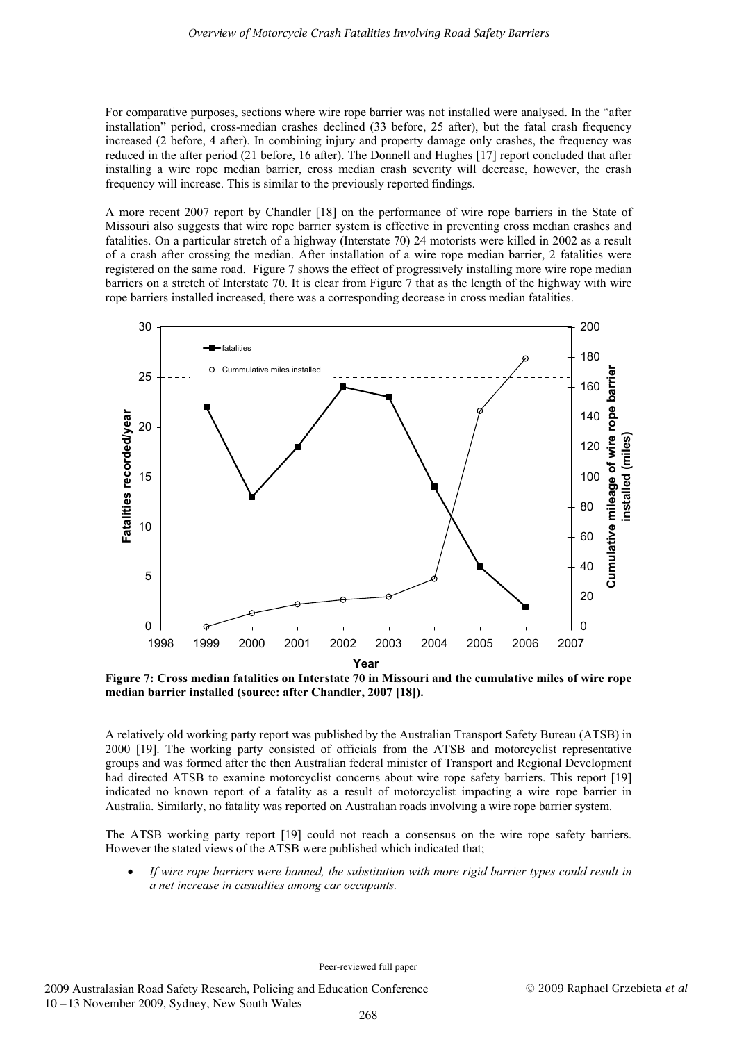For comparative purposes, sections where wire rope barrier was not installed were analysed. In the "after installation" period, cross-median crashes declined (33 before, 25 after), but the fatal crash frequency increased (2 before, 4 after). In combining injury and property damage only crashes, the frequency was reduced in the after period (21 before, 16 after). The Donnell and Hughes [17] report concluded that after installing a wire rope median barrier, cross median crash severity will decrease, however, the crash frequency will increase. This is similar to the previously reported findings.

A more recent 2007 report by Chandler [18] on the performance of wire rope barriers in the State of Missouri also suggests that wire rope barrier system is effective in preventing cross median crashes and fatalities. On a particular stretch of a highway (Interstate 70) 24 motorists were killed in 2002 as a result of a crash after crossing the median. After installation of a wire rope median barrier, 2 fatalities were registered on the same road. Figure 7 shows the effect of progressively installing more wire rope median barriers on a stretch of Interstate 70. It is clear from Figure 7 that as the length of the highway with wire rope barriers installed increased, there was a corresponding decrease in cross median fatalities.

**Figure 7: Cross median fatalities on Interstate 70 in Missouri and the cumulative miles of wire rope median barrier installed (source: after Chandler, 2007 [18]).**

A relatively old working party report was published by the Australian Transport Safety Bureau (ATSB) in 2000 [19]. The working party consisted of officials from the ATSB and motorcyclist representative groups and was formed after the then Australian federal minister of Transport and Regional Development had directed ATSB to examine motorcyclist concerns about wire rope safety barriers. This report [19] indicated no known report of a fatality as a result of motorcyclist impacting a wire rope barrier in Australia. Similarly, no fatality was reported on Australian roads involving a wire rope barrier system.

The ATSB working party report [19] could not reach a consensus on the wire rope safety barriers. However the stated views of the ATSB were published which indicated that;

- *If wire rope barriers were banned, the substitution with more rigid barrier types could result in a net increase in casualties among car occupants.*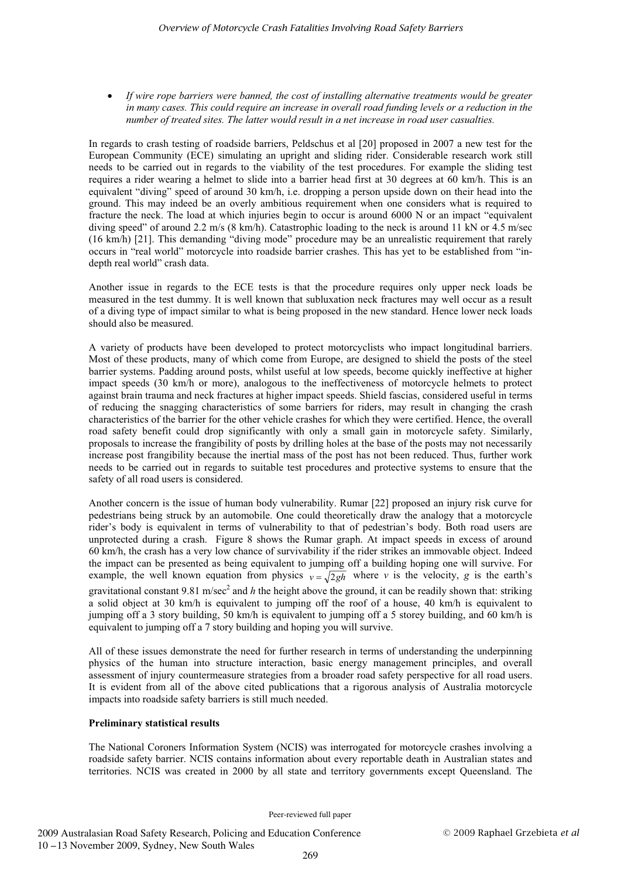- *If wire rope barriers were banned, the cost of installing alternative treatments would be greater in many cases. This could require an increase in overall road funding levels or a reduction in the number of treated sites. The latter would result in a net increase in road user casualties.*

In regards to crash testing of roadside barriers, Peldschus et al [20] proposed in 2007 a new test for the European Community (ECE) simulating an upright and sliding rider. Considerable research work still needs to be carried out in regards to the viability of the test procedures. For example the sliding test requires a rider wearing a helmet to slide into a barrier head first at 30 degrees at 60 km/h. This is an equivalent "diving" speed of around 30 km/h, i.e. dropping a person upside down on their head into the ground. This may indeed be an overly ambitious requirement when one considers what is required to fracture the neck. The load at which injuries begin to occur is around 6000 N or an impact "equivalent diving speed" of around 2.2 m/s (8 km/h). Catastrophic loading to the neck is around 11 kN or 4.5 m/sec (16 km/h) [21]. This demanding "diving mode" procedure may be an unrealistic requirement that rarely occurs in "real world" motorcycle into roadside barrier crashes. This has yet to be established from "in-depth real world" crash data.

Another issue in regards to the ECE tests is that the procedure requires only upper neck loads be measured in the test dummy. It is well known that subluxation neck fractures may well occur as a result of a diving type of impact similar to what is being proposed in the new standard. Hence lower neck loads should also be measured.

A variety of products have been developed to protect motorcyclists who impact longitudinal barriers. Most of these products, many of which come from Europe, are designed to shield the posts of the steel barrier systems. Padding around posts, whilst useful at low speeds, become quickly ineffective at higher impact speeds (30 km/h or more), analogous to the ineffectiveness of motorcycle helmets to protect against brain trauma and neck fractures at higher impact speeds. Shield fascias, considered useful in terms of reducing the snagging characteristics of some barriers for riders, may result in changing the crash characteristics of the barrier for the other vehicle crashes for which they were certified. Hence, the overall road safety benefit could drop significantly with only a small gain in motorcycle safety. Similarly, proposals to increase the frangibility of posts by drilling holes at the base of the posts may not necessarily increase post frangibility because the inertial mass of the post has not been reduced. Thus, further work needs to be carried out in regards to suitable test procedures and protective systems to ensure that the safety of all road users is considered.

Another concern is the issue of human body vulnerability. Rumar [22] proposed an injury risk curve for pedestrians being struck by an automobile. One could theoretically draw the analogy that a motorcycle rider's body is equivalent in terms of vulnerability to that of pedestrian's body. Both road users are unprotected during a crash. Figure 8 shows the Rumar graph. At impact speeds in excess of around 60 km/h, the crash has a very low chance of survivability if the rider strikes an immovable object. Indeed the impact can be presented as being equivalent to jumping off a building hoping one will survive. For example, the well known equation from physics $v = \sqrt{2gh}$ where $v$ is the velocity, $g$ is the earth's gravitational constant 9.81 m/sec$^2$ and $h$ the height above the ground, it can be readily shown that: striking a solid object at 30 km/h is equivalent to jumping off the roof of a house, 40 km/h is equivalent to jumping off a 3 story building, 50 km/h is equivalent to jumping off a 5 storey building, and 60 km/h is equivalent to jumping off a 7 story building and hoping you will survive.

All of these issues demonstrate the need for further research in terms of understanding the underpinning physics of the human into structure interaction, basic energy management principles, and overall assessment of injury countermeasure strategies from a broader road safety perspective for all road users. It is evident from all of the above cited publications that a rigorous analysis of Australia motorcycle impacts into roadside safety barriers is still much needed.

**Preliminary statistical results**

The National Coroners Information System (NCIS) was interrogated for motorcycle crashes involving a roadside safety barrier. NCIS contains information about every reportable death in Australian states and territories. NCIS was created in 2000 by all state and territory governments except Queensland. The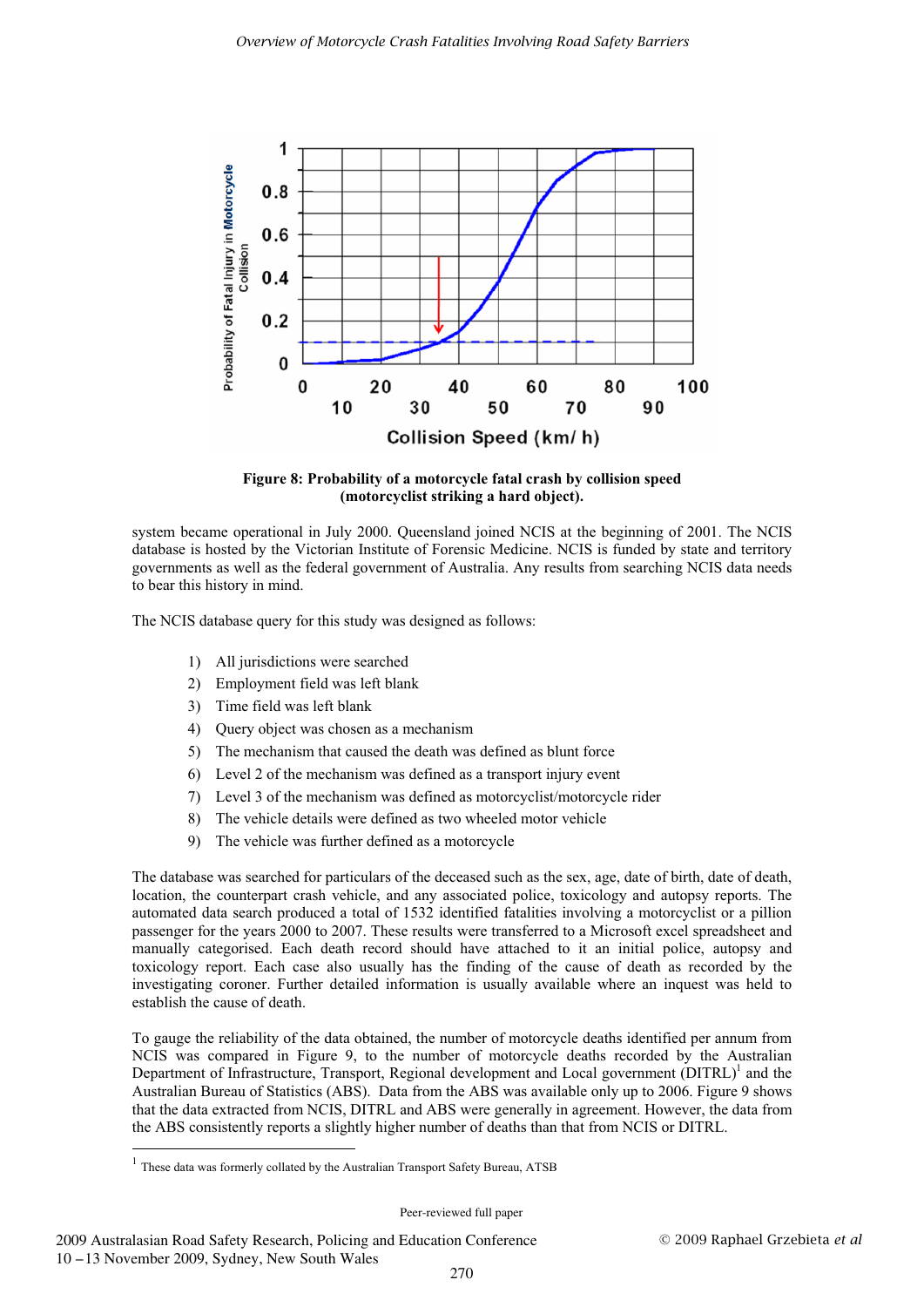**Figure 8: Probability of a motorcycle fatal crash by collision speed (motorcyclist striking a hard object).**

system became operational in July 2000. Queensland joined NCIS at the beginning of 2001. The NCIS database is hosted by the Victorian Institute of Forensic Medicine. NCIS is funded by state and territory governments as well as the federal government of Australia. Any results from searching NCIS data needs to bear this history in mind.

The NCIS database query for this study was designed as follows:

1) All jurisdictions were searched
2) Employment field was left blank
3) Time field was left blank
4) Query object was chosen as a mechanism
5) The mechanism that caused the death was defined as blunt force
6) Level 2 of the mechanism was defined as a transport injury event
7) Level 3 of the mechanism was defined as motorcyclist/motorcycle rider
8) The vehicle details were defined as two wheeled motor vehicle
9) The vehicle was further defined as a motorcycle

The database was searched for particulars of the deceased such as the sex, age, date of birth, date of death, location, the counterpart crash vehicle, and any associated police, toxicology and autopsy reports. The automated data search produced a total of 1532 identified fatalities involving a motorcyclist or a pillion passenger for the years 2000 to 2007. These results were transferred to a Microsoft excel spreadsheet and manually categorised. Each death record should have attached to it an initial police, autopsy and toxicology report. Each case also usually has the finding of the cause of death as recorded by the investigating coroner. Further detailed information is usually available where an inquest was held to establish the cause of death.

To gauge the reliability of the data obtained, the number of motorcycle deaths identified per annum from NCIS was compared in Figure 9, to the number of motorcycle deaths recorded by the Australian Department of Infrastructure, Transport, Regional development and Local government (DITRL)[1] and the Australian Bureau of Statistics (ABS). Data from the ABS was available only up to 2006. Figure 9 shows that the data extracted from NCIS, DITRL and ABS were generally in agreement. However, the data from the ABS consistently reports a slightly higher number of deaths than that from NCIS or DITRL.

[1] These data was formerly collated by the Australian Transport Safety Bureau, ATSB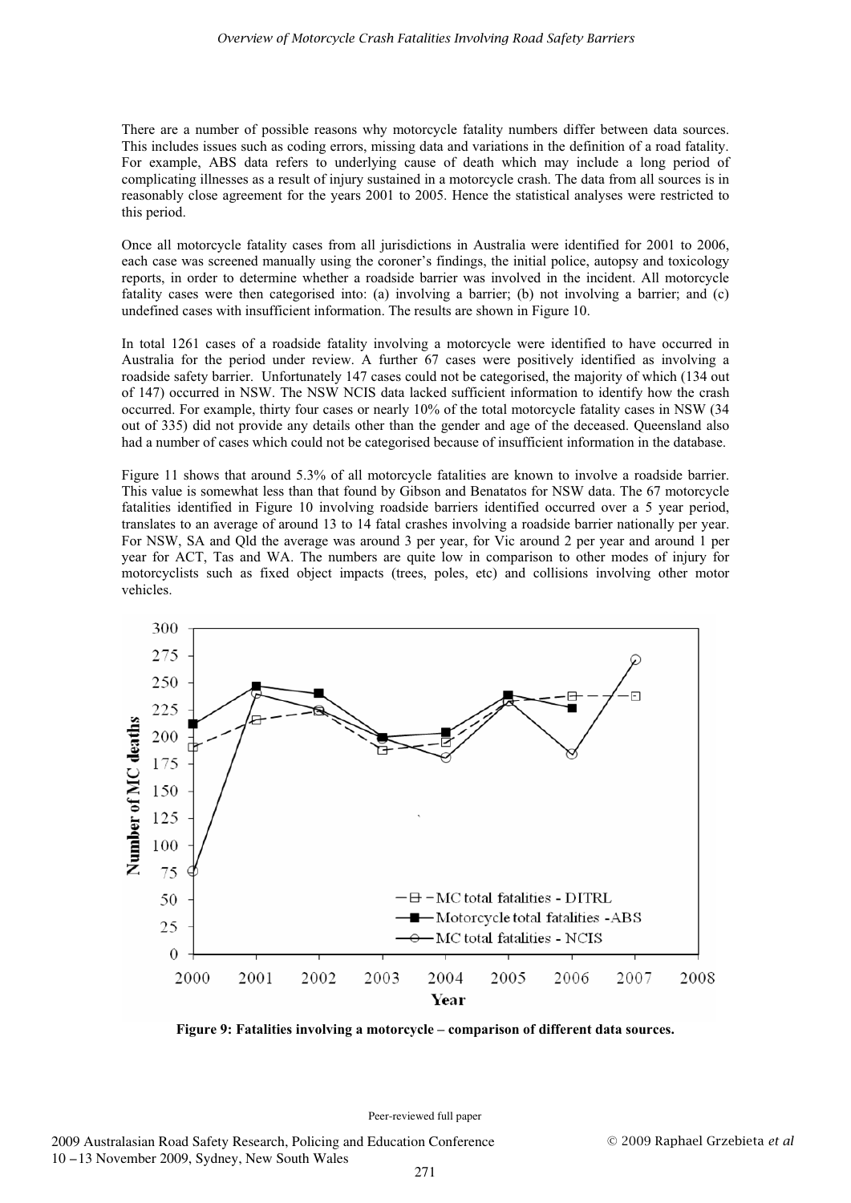There are a number of possible reasons why motorcycle fatality numbers differ between data sources. This includes issues such as coding errors, missing data and variations in the definition of a road fatality. For example, ABS data refers to underlying cause of death which may include a long period of complicating illnesses as a result of injury sustained in a motorcycle crash. The data from all sources is in reasonably close agreement for the years 2001 to 2005. Hence the statistical analyses were restricted to this period.

Once all motorcycle fatality cases from all jurisdictions in Australia were identified for 2001 to 2006, each case was screened manually using the coroner's findings, the initial police, autopsy and toxicology reports, in order to determine whether a roadside barrier was involved in the incident. All motorcycle fatality cases were then categorised into: (a) involving a barrier; (b) not involving a barrier; and (c) undefined cases with insufficient information. The results are shown in Figure 10.

In total 1261 cases of a roadside fatality involving a motorcycle were identified to have occurred in Australia for the period under review. A further 67 cases were positively identified as involving a roadside safety barrier. Unfortunately 147 cases could not be categorised, the majority of which (134 out of 147) occurred in NSW. The NSW NCIS data lacked sufficient information to identify how the crash occurred. For example, thirty four cases or nearly 10% of the total motorcycle fatality cases in NSW (34 out of 335) did not provide any details other than the gender and age of the deceased. Queensland also had a number of cases which could not be categorised because of insufficient information in the database.

Figure 11 shows that around 5.3% of all motorcycle fatalities are known to involve a roadside barrier. This value is somewhat less than that found by Gibson and Benatatos for NSW data. The 67 motorcycle fatalities identified in Figure 10 involving roadside barriers identified occurred over a 5 year period, translates to an average of around 13 to 14 fatal crashes involving a roadside barrier nationally per year. For NSW, SA and Qld the average was around 3 per year, for Vic around 2 per year and around 1 per year for ACT, Tas and WA. The numbers are quite low in comparison to other modes of injury for motorcyclists such as fixed object impacts (trees, poles, etc) and collisions involving other motor vehicles.

**Figure 9: Fatalities involving a motorcycle – comparison of different data sources.**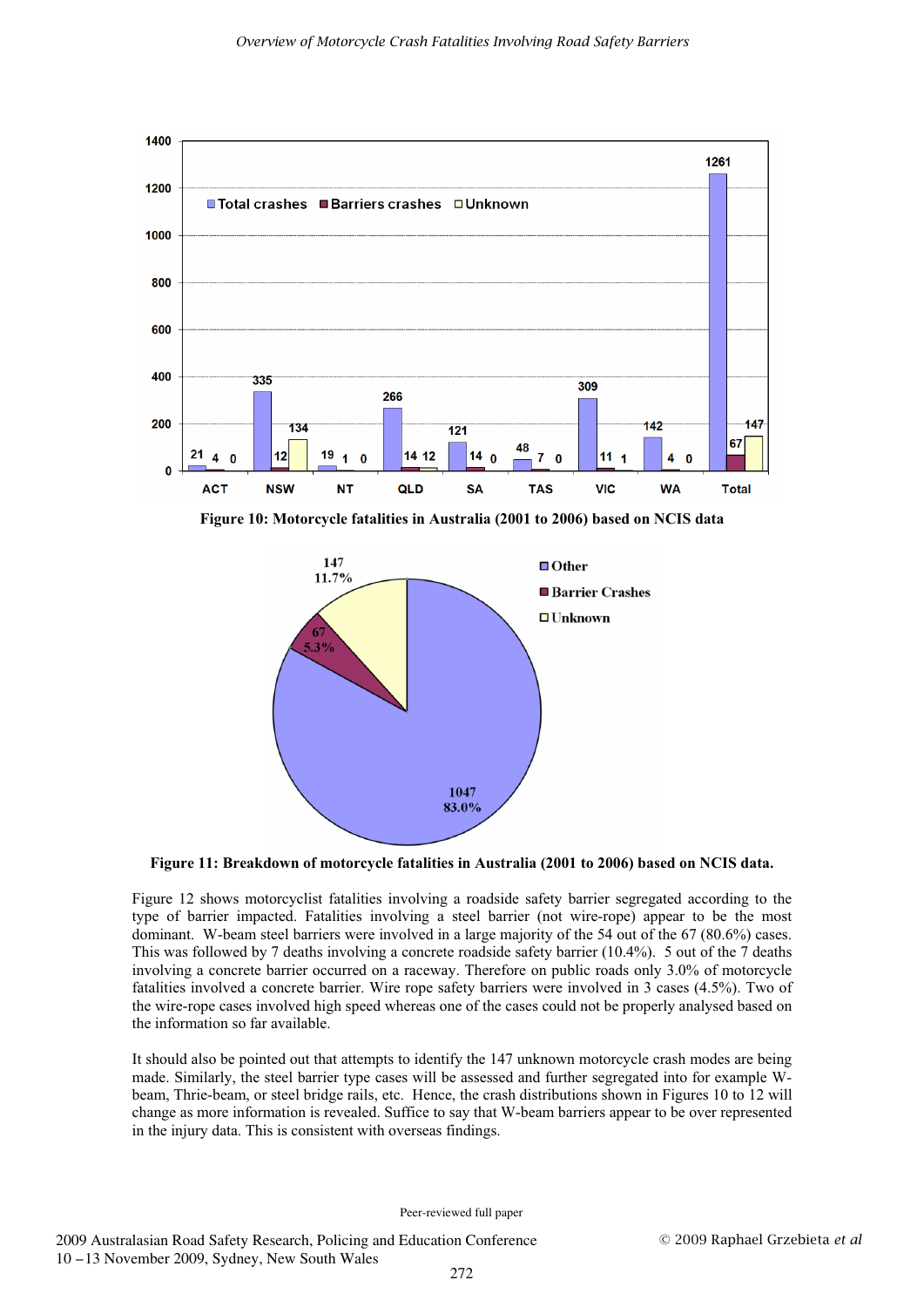**Figure 10: Motorcycle fatalities in Australia (2001 to 2006) based on NCIS data**

**Figure 11: Breakdown of motorcycle fatalities in Australia (2001 to 2006) based on NCIS data.**

Figure 12 shows motorcyclist fatalities involving a roadside safety barrier segregated according to the type of barrier impacted. Fatalities involving a steel barrier (not wire-rope) appear to be the most dominant. W-beam steel barriers were involved in a large majority of the 54 out of the 67 (80.6%) cases. This was followed by 7 deaths involving a concrete roadside safety barrier (10.4%). 5 out of the 7 deaths involving a concrete barrier occurred on a raceway. Therefore on public roads only 3.0% of motorcycle fatalities involved a concrete barrier. Wire rope safety barriers were involved in 3 cases (4.5%). Two of the wire-rope cases involved high speed whereas one of the cases could not be properly analysed based on the information so far available.

It should also be pointed out that attempts to identify the 147 unknown motorcycle crash modes are being made. Similarly, the steel barrier type cases will be assessed and further segregated into for example W-beam, Thrie-beam, or steel bridge rails, etc. Hence, the crash distributions shown in Figures 10 to 12 will change as more information is revealed. Suffice to say that W-beam barriers appear to be over represented in the injury data. This is consistent with overseas findings.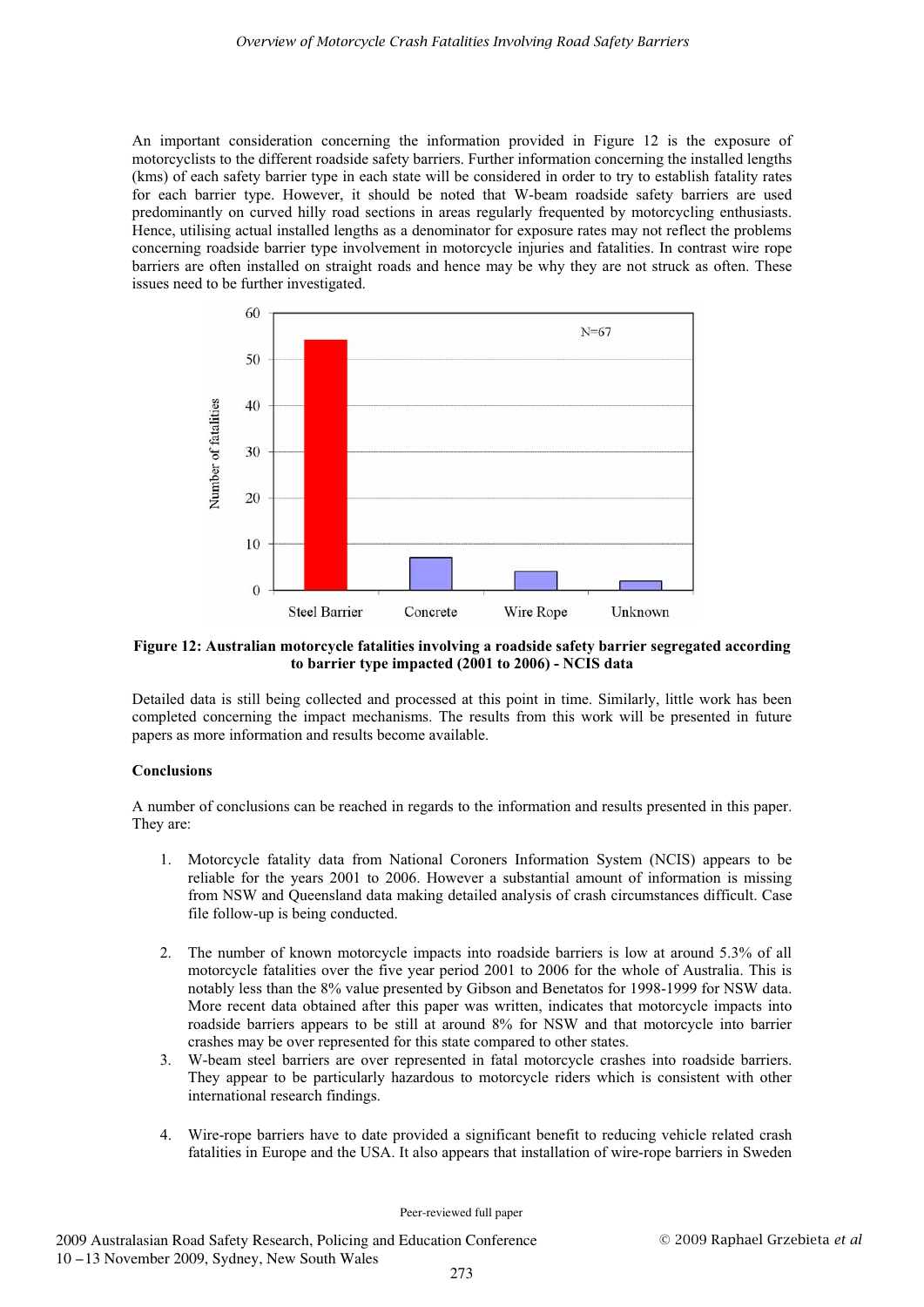An important consideration concerning the information provided in Figure 12 is the exposure of motorcyclists to the different roadside safety barriers. Further information concerning the installed lengths (kms) of each safety barrier type in each state will be considered in order to try to establish fatality rates for each barrier type. However, it should be noted that W-beam roadside safety barriers are used predominantly on curved hilly road sections in areas regularly frequented by motorcycling enthusiasts. Hence, utilising actual installed lengths as a denominator for exposure rates may not reflect the problems concerning roadside barrier type involvement in motorcycle injuries and fatalities. In contrast wire rope barriers are often installed on straight roads and hence may be why they are not struck as often. These issues need to be further investigated.

**Figure 12: Australian motorcycle fatalities involving a roadside safety barrier segregated according to barrier type impacted (2001 to 2006) - NCIS data**

Detailed data is still being collected and processed at this point in time. Similarly, little work has been completed concerning the impact mechanisms. The results from this work will be presented in future papers as more information and results become available.

**Conclusions**

A number of conclusions can be reached in regards to the information and results presented in this paper. They are:

1. Motorcycle fatality data from National Coroners Information System (NCIS) appears to be reliable for the years 2001 to 2006. However a substantial amount of information is missing from NSW and Queensland data making detailed analysis of crash circumstances difficult. Case file follow-up is being conducted.

2. The number of known motorcycle impacts into roadside barriers is low at around 5.3% of all motorcycle fatalities over the five year period 2001 to 2006 for the whole of Australia. This is notably less than the 8% value presented by Gibson and Benetatos for 1998-1999 for NSW data. More recent data obtained after this paper was written, indicates that motorcycle impacts into roadside barriers appears to be still at around 8% for NSW and that motorcycle into barrier crashes may be over represented for this state compared to other states.
3. W-beam steel barriers are over represented in fatal motorcycle crashes into roadside barriers. They appear to be particularly hazardous to motorcycle riders which is consistent with other international research findings.

4. Wire-rope barriers have to date provided a significant benefit to reducing vehicle related crash fatalities in Europe and the USA. It also appears that installation of wire-rope barriers in Sweden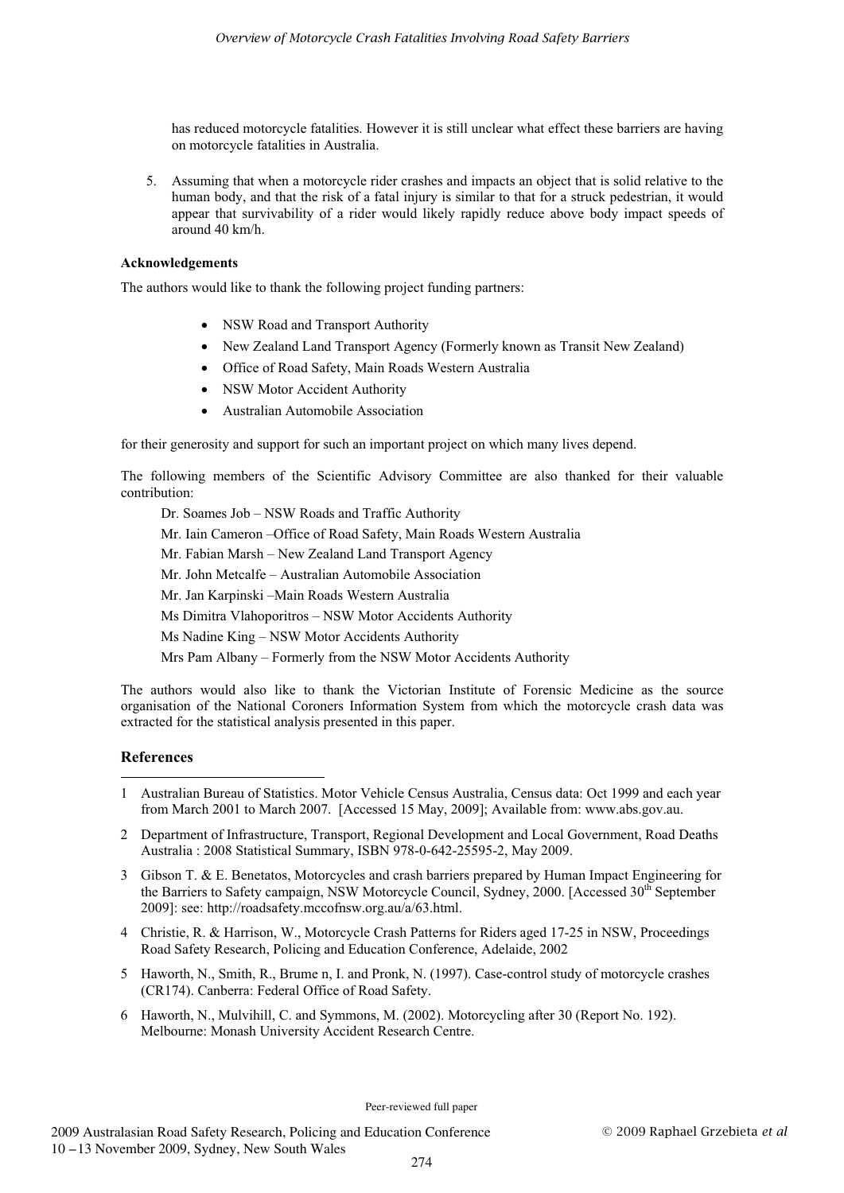has reduced motorcycle fatalities. However it is still unclear what effect these barriers are having on motorcycle fatalities in Australia.

5. Assuming that when a motorcycle rider crashes and impacts an object that is solid relative to the human body, and that the risk of a fatal injury is similar to that for a struck pedestrian, it would appear that survivability of a rider would likely rapidly reduce above body impact speeds of around 40 km/h.

**Acknowledgements**

The authors would like to thank the following project funding partners:

- NSW Road and Transport Authority
- New Zealand Land Transport Agency (Formerly known as Transit New Zealand)
- Office of Road Safety, Main Roads Western Australia
- NSW Motor Accident Authority
- Australian Automobile Association

for their generosity and support for such an important project on which many lives depend.

The following members of the Scientific Advisory Committee are also thanked for their valuable contribution:

Dr. Soames Job – NSW Roads and Traffic Authority
Mr. Iain Cameron –Office of Road Safety, Main Roads Western Australia
Mr. Fabian Marsh – New Zealand Land Transport Agency
Mr. John Metcalfe – Australian Automobile Association
Mr. Jan Karpinski –Main Roads Western Australia
Ms Dimitra Vlahoporitros – NSW Motor Accidents Authority
Ms Nadine King – NSW Motor Accidents Authority
Mrs Pam Albany – Formerly from the NSW Motor Accidents Authority

The authors would also like to thank the Victorian Institute of Forensic Medicine as the source organisation of the National Coroners Information System from which the motorcycle crash data was extracted for the statistical analysis presented in this paper.

## References

1 Australian Bureau of Statistics. Motor Vehicle Census Australia, Census data: Oct 1999 and each year from March 2001 to March 2007. [Accessed 15 May, 2009]; Available from: www.abs.gov.au.

2 Department of Infrastructure, Transport, Regional Development and Local Government, Road Deaths Australia : 2008 Statistical Summary, ISBN 978-0-642-25595-2, May 2009.

3 Gibson T. & E. Benetatos, Motorcycles and crash barriers prepared by Human Impact Engineering for the Barriers to Safety campaign, NSW Motorcycle Council, Sydney, 2000. [Accessed 30th September 2009]: see: http://roadsafety.mccofnsw.org.au/a/63.html.

4 Christie, R. & Harrison, W., Motorcycle Crash Patterns for Riders aged 17-25 in NSW, Proceedings Road Safety Research, Policing and Education Conference, Adelaide, 2002

5 Haworth, N., Smith, R., Brume n, I. and Pronk, N. (1997). Case-control study of motorcycle crashes (CR174). Canberra: Federal Office of Road Safety.

6 Haworth, N., Mulvihill, C. and Symmons, M. (2002). Motorcycling after 30 (Report No. 192). Melbourne: Monash University Accident Research Centre.

Peer-reviewed full paper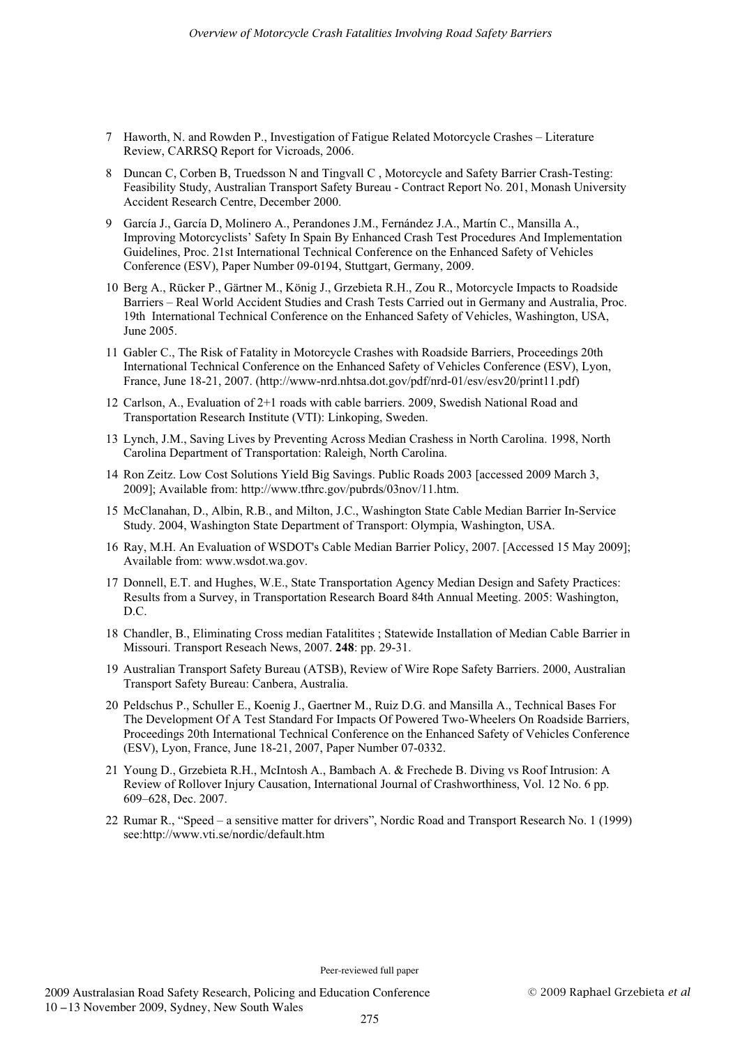7 Haworth, N. and Rowden P., Investigation of Fatigue Related Motorcycle Crashes – Literature Review, CARRSQ Report for Vicroads, 2006.

8 Duncan C, Corben B, Truedsson N and Tingvall C , Motorcycle and Safety Barrier Crash-Testing: Feasibility Study, Australian Transport Safety Bureau - Contract Report No. 201, Monash University Accident Research Centre, December 2000.

9 García J., García D, Molinero A., Perandones J.M., Fernández J.A., Martín C., Mansilla A., Improving Motorcyclists' Safety In Spain By Enhanced Crash Test Procedures And Implementation Guidelines, Proc. 21st International Technical Conference on the Enhanced Safety of Vehicles Conference (ESV), Paper Number 09-0194, Stuttgart, Germany, 2009.

10 Berg A., Rücker P., Gärtner M., König J., Grzebieta R.H., Zou R., Motorcycle Impacts to Roadside Barriers – Real World Accident Studies and Crash Tests Carried out in Germany and Australia, Proc. 19th International Technical Conference on the Enhanced Safety of Vehicles, Washington, USA, June 2005.

11 Gabler C., The Risk of Fatality in Motorcycle Crashes with Roadside Barriers, Proceedings 20th International Technical Conference on the Enhanced Safety of Vehicles Conference (ESV), Lyon, France, June 18-21, 2007. (http://www-nrd.nhtsa.dot.gov/pdf/nrd-01/esv/esv20/print11.pdf)

12 Carlson, A., Evaluation of 2+1 roads with cable barriers. 2009, Swedish National Road and Transportation Research Institute (VTI): Linkoping, Sweden.

13 Lynch, J.M., Saving Lives by Preventing Across Median Crashess in North Carolina. 1998, North Carolina Department of Transportation: Raleigh, North Carolina.

14 Ron Zeitz. Low Cost Solutions Yield Big Savings. Public Roads 2003 [accessed 2009 March 3, 2009]; Available from: http://www.tfhrc.gov/pubrds/03nov/11.htm.

15 McClanahan, D., Albin, R.B., and Milton, J.C., Washington State Cable Median Barrier In-Service Study. 2004, Washington State Department of Transport: Olympia, Washington, USA.

16 Ray, M.H. An Evaluation of WSDOT's Cable Median Barrier Policy, 2007. [Accessed 15 May 2009]; Available from: www.wsdot.wa.gov.

17 Donnell, E.T. and Hughes, W.E., State Transportation Agency Median Design and Safety Practices: Results from a Survey, in Transportation Research Board 84th Annual Meeting. 2005: Washington, D.C.

18 Chandler, B., Eliminating Cross median Fatalitites ; Statewide Installation of Median Cable Barrier in Missouri. Transport Reseach News, 2007. **248**: pp. 29-31.

19 Australian Transport Safety Bureau (ATSB), Review of Wire Rope Safety Barriers. 2000, Australian Transport Safety Bureau: Canbera, Australia.

20 Peldschus P., Schuller E., Koenig J., Gaertner M., Ruiz D.G. and Mansilla A., Technical Bases For The Development Of A Test Standard For Impacts Of Powered Two-Wheelers On Roadside Barriers, Proceedings 20th International Technical Conference on the Enhanced Safety of Vehicles Conference (ESV), Lyon, France, June 18-21, 2007, Paper Number 07-0332.

21 Young D., Grzebieta R.H., McIntosh A., Bambach A. & Frechede B. Diving vs Roof Intrusion: A Review of Rollover Injury Causation, International Journal of Crashworthiness, Vol. 12 No. 6 pp. 609–628, Dec. 2007.

22 Rumar R., "Speed – a sensitive matter for drivers", Nordic Road and Transport Research No. 1 (1999) see:http://www.vti.se/nordic/default.htm